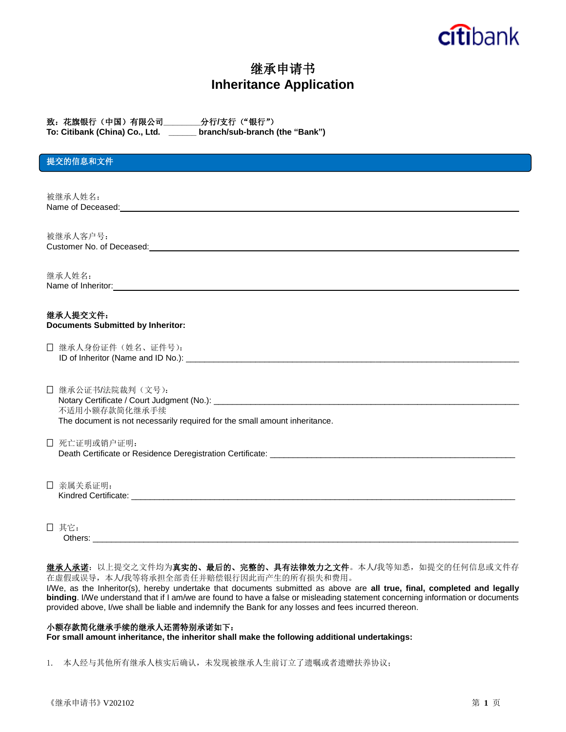# 继承申请书
# Inheritance Application

**致：花旗银行（中国）有限公司________分行/支行（“银行”）**
**To: Citibank (China) Co., Ltd. ______ branch/sub-branch (the “Bank”)**

## 提交的信息和文件

被继承人姓名：
Name of Deceased:________________________________________

被继承人客户号：
Customer No. of Deceased:________________________________________

继承人姓名：
Name of Inheritor:________________________________________

**继承人提交文件：**
**Documents Submitted by Inheritor:**

☐ 继承人身份证件（姓名、证件号）：
ID of Inheritor (Name and ID No.): ________________________________________

☐ 继承公证书/法院裁判（文号）：
Notary Certificate / Court Judgment (No.): ________________________________________
不适用小额存款简化继承手续
The document is not necessarily required for the small amount inheritance.

☐ 死亡证明或销户证明：
Death Certificate or Residence Deregistration Certificate: ________________________________________

☐ 亲属关系证明：
Kindred Certificate: ________________________________________

☐ 其它：
Others: ________________________________________

**继承人承诺**：以上提交之文件均为**真实的、最后的、完整的、具有法律效力之文件**。本人/我等知悉，如提交的任何信息或文件存在虚假或误导，本人/我等将承担全部责任并赔偿银行因此而产生的所有损失和费用。
I/We, as the Inheritor(s), hereby undertake that documents submitted as above are **all true, final, completed and legally binding**. I/We understand that if I am/we are found to have a false or misleading statement concerning information or documents provided above, I/we shall be liable and indemnify the Bank for any losses and fees incurred thereon.

**小额存款简化继承手续的继承人还需特别承诺如下：**
**For small amount inheritance, the inheritor shall make the following additional undertakings:**

1. 本人经与其他所有继承人核实后确认，未发现被继承人生前订立了遗嘱或者遗赠扶养协议；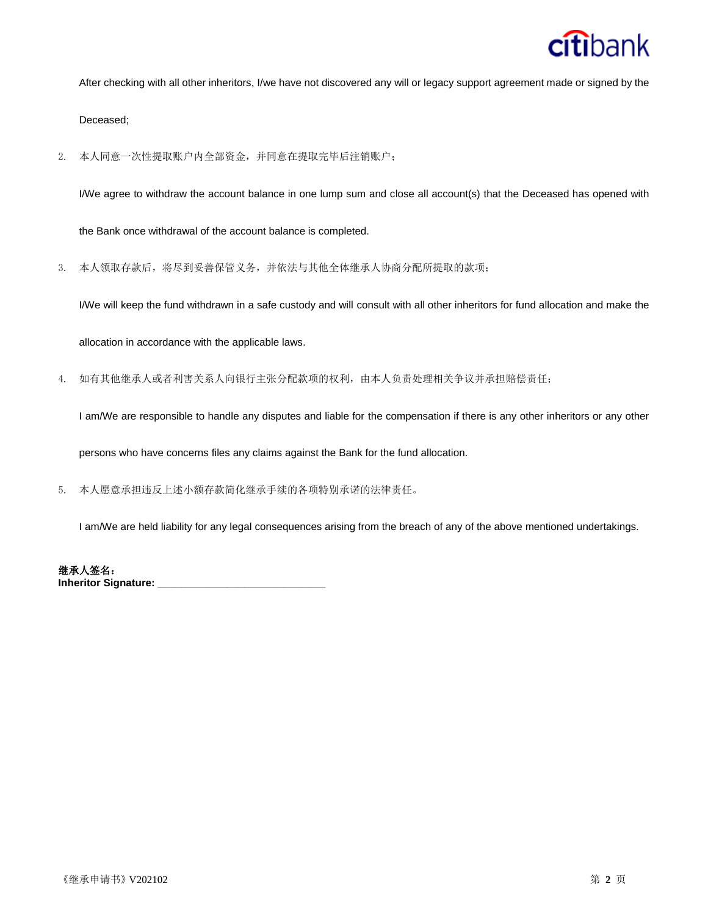After checking with all other inheritors, I/we have not discovered any will or legacy support agreement made or signed by the Deceased;

2. 本人同意一次性提取账户内全部资金，并同意在提取完毕后注销账户；

   I/We agree to withdraw the account balance in one lump sum and close all account(s) that the Deceased has opened with the Bank once withdrawal of the account balance is completed.

3. 本人领取存款后，将尽到妥善保管义务，并依法与其他全体继承人协商分配所提取的款项；

   I/We will keep the fund withdrawn in a safe custody and will consult with all other inheritors for fund allocation and make the allocation in accordance with the applicable laws.

4. 如有其他继承人或者利害关系人向银行主张分配款项的权利，由本人负责处理相关争议并承担赔偿责任；

   I am/We are responsible to handle any disputes and liable for the compensation if there is any other inheritors or any other persons who have concerns files any claims against the Bank for the fund allocation.

5. 本人愿意承担违反上述小额存款简化继承手续的各项特别承诺的法律责任。

   I am/We are held liability for any legal consequences arising from the breach of any of the above mentioned undertakings.

**继承人签名：**
**Inheritor Signature:** ______________________________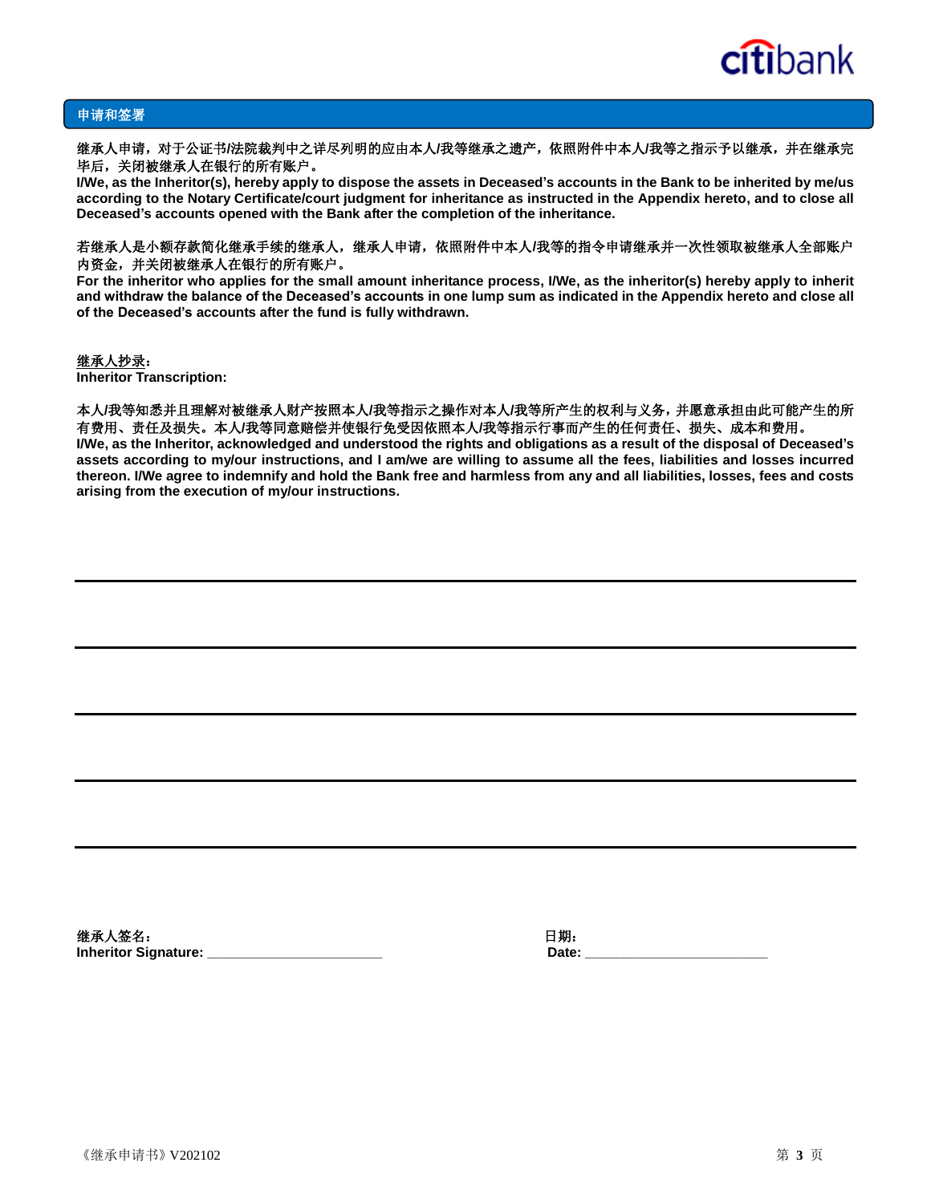## 申请和签署

**继承人申请，对于公证书/法院裁判中之详尽列明的应由本人/我等继承之遗产，依照附件中本人/我等之指示予以继承，并在继承完毕后，关闭被继承人在银行的所有账户。**
**I/We, as the Inheritor(s), hereby apply to dispose the assets in Deceased's accounts in the Bank to be inherited by me/us according to the Notary Certificate/court judgment for inheritance as instructed in the Appendix hereto, and to close all Deceased's accounts opened with the Bank after the completion of the inheritance.**

**若继承人是小额存款简化继承手续的继承人，继承人申请，依照附件中本人/我等的指令申请继承并一次性领取被继承人全部账户内资金，并关闭被继承人在银行的所有账户。**
**For the inheritor who applies for the small amount inheritance process, I/We, as the inheritor(s) hereby apply to inherit and withdraw the balance of the Deceased's accounts in one lump sum as indicated in the Appendix hereto and close all of the Deceased's accounts after the fund is fully withdrawn.**

**继承人抄录：**
**Inheritor Transcription:**

**本人/我等知悉并且理解对被继承人财产按照本人/我等指示之操作对本人/我等所产生的权利与义务，并愿意承担由此可能产生的所有费用、责任及损失。本人/我等同意赔偿并使银行免受因依照本人/我等指示行事而产生的任何责任、损失、成本和费用。**
**I/We, as the Inheritor, acknowledged and understood the rights and obligations as a result of the disposal of Deceased's assets according to my/our instructions, and I am/we are willing to assume all the fees, liabilities and losses incurred thereon. I/We agree to indemnify and hold the Bank free and harmless from any and all liabilities, losses, fees and costs arising from the execution of my/our instructions.**

______________________________________________________________________

______________________________________________________________________

______________________________________________________________________

______________________________________________________________________

______________________________________________________________________

**继承人签名：**
**Inheritor Signature:** _______________________

**日期：**
**Date:** _______________________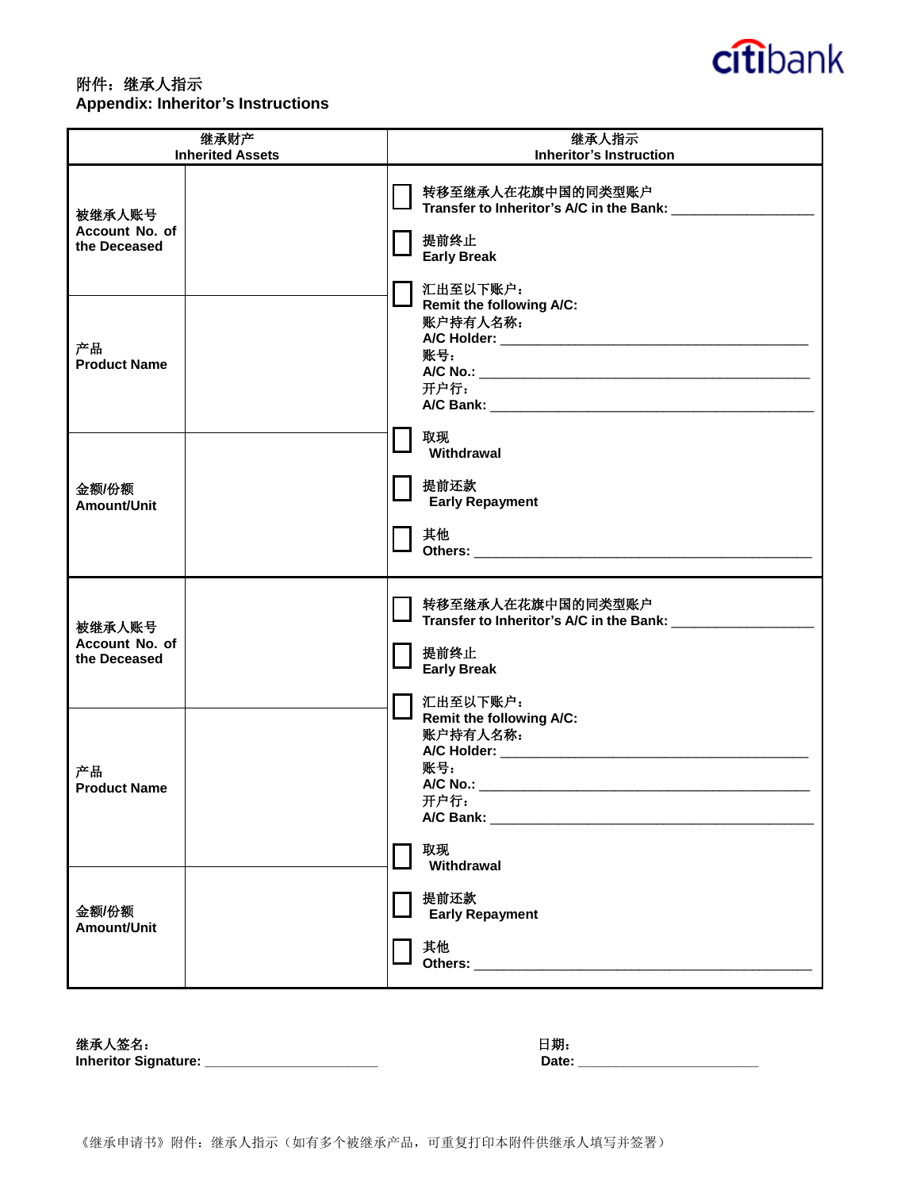citibank

附件：继承人指示
**Appendix: Inheritor's Instructions**

| 继承财产<br>**Inherited Assets** | | 继承人指示<br>**Inheritor's Instruction** |
|---|---|---|
| 被继承人账号<br>**Account No. of the Deceased** | | ☐ 转移至继承人在花旗中国的同类型账户<br>**Transfer to Inheritor's A/C in the Bank:** ___________________<br>☐ 提前终止<br>**Early Break**<br>☐ 汇出至以下账户：<br>**Remit the following A/C:**<br>账户持有人名称：<br>**A/C Holder:** ___________________<br>账号：<br>**A/C No.:** ___________________<br>开户行：<br>**A/C Bank:** ___________________<br>☐ 取现<br>**Withdrawal**<br>☐ 提前还款<br>**Early Repayment**<br>☐ 其他<br>**Others:** ___________________ |
| 产品<br>**Product Name** | | |
| 金额/份额<br>**Amount/Unit** | | |
| 被继承人账号<br>**Account No. of the Deceased** | | ☐ 转移至继承人在花旗中国的同类型账户<br>**Transfer to Inheritor's A/C in the Bank:** ___________________<br>☐ 提前终止<br>**Early Break**<br>☐ 汇出至以下账户：<br>**Remit the following A/C:**<br>账户持有人名称：<br>**A/C Holder:** ___________________<br>账号：<br>**A/C No.:** ___________________<br>开户行：<br>**A/C Bank:** ___________________<br>☐ 取现<br>**Withdrawal**<br>☐ 提前还款<br>**Early Repayment**<br>☐ 其他<br>**Others:** ___________________ |
| 产品<br>**Product Name** | | |
| 金额/份额<br>**Amount/Unit** | | |

继承人签名：
**Inheritor Signature:** _______________________

日期：
**Date:** _______________________

《继承申请书》附件：继承人指示（如有多个被继承产品，可重复打印本附件供继承人填写并签署）